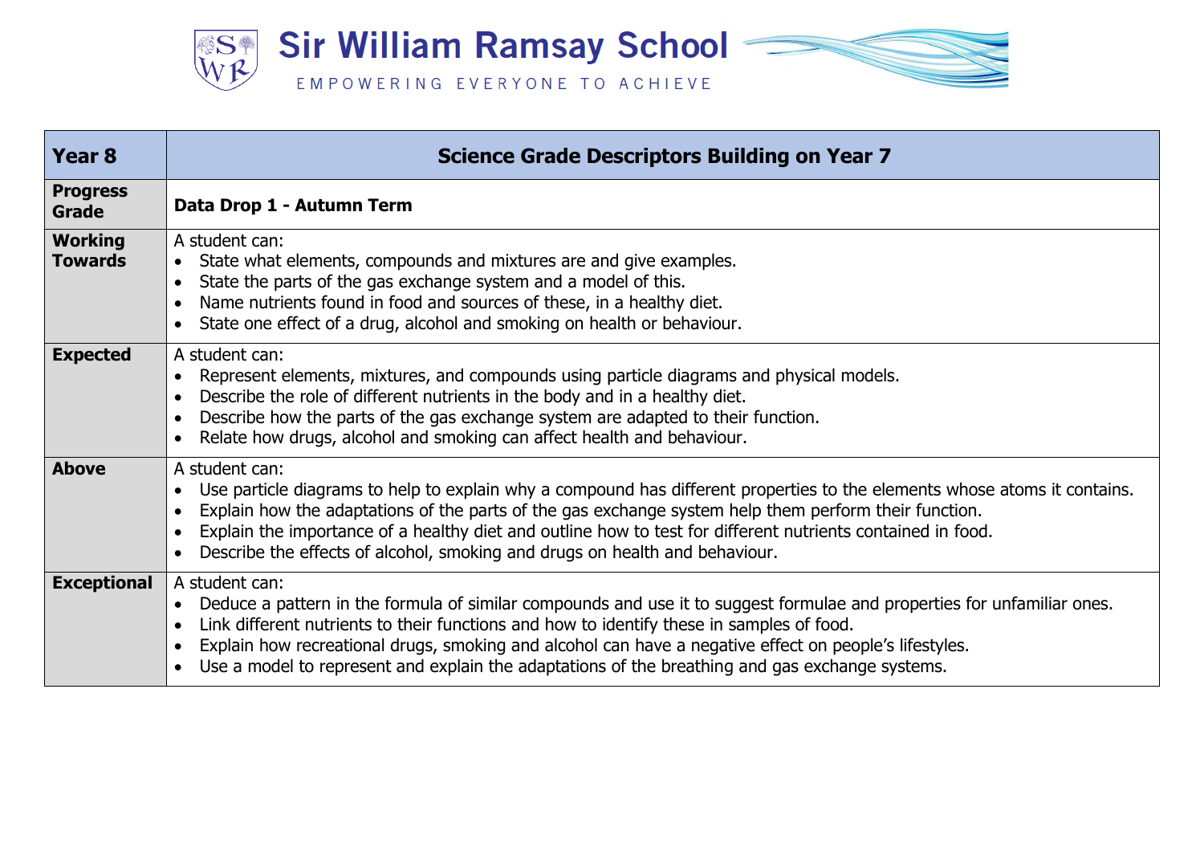# Sir William Ramsay School

EMPOWERING EVERYONE TO ACHIEVE

| Year 8 | Science Grade Descriptors Building on Year 7 |
|---|---|
| **Progress Grade** | **Data Drop 1 - Autumn Term** |
| **Working Towards** | A student can:<br>• State what elements, compounds and mixtures are and give examples.<br>• State the parts of the gas exchange system and a model of this.<br>• Name nutrients found in food and sources of these, in a healthy diet.<br>• State one effect of a drug, alcohol and smoking on health or behaviour. |
| **Expected** | A student can:<br>• Represent elements, mixtures, and compounds using particle diagrams and physical models.<br>• Describe the role of different nutrients in the body and in a healthy diet.<br>• Describe how the parts of the gas exchange system are adapted to their function.<br>• Relate how drugs, alcohol and smoking can affect health and behaviour. |
| **Above** | A student can:<br>• Use particle diagrams to help to explain why a compound has different properties to the elements whose atoms it contains.<br>• Explain how the adaptations of the parts of the gas exchange system help them perform their function.<br>• Explain the importance of a healthy diet and outline how to test for different nutrients contained in food.<br>• Describe the effects of alcohol, smoking and drugs on health and behaviour. |
| **Exceptional** | A student can:<br>• Deduce a pattern in the formula of similar compounds and use it to suggest formulae and properties for unfamiliar ones.<br>• Link different nutrients to their functions and how to identify these in samples of food.<br>• Explain how recreational drugs, smoking and alcohol can have a negative effect on people's lifestyles.<br>• Use a model to represent and explain the adaptations of the breathing and gas exchange systems. |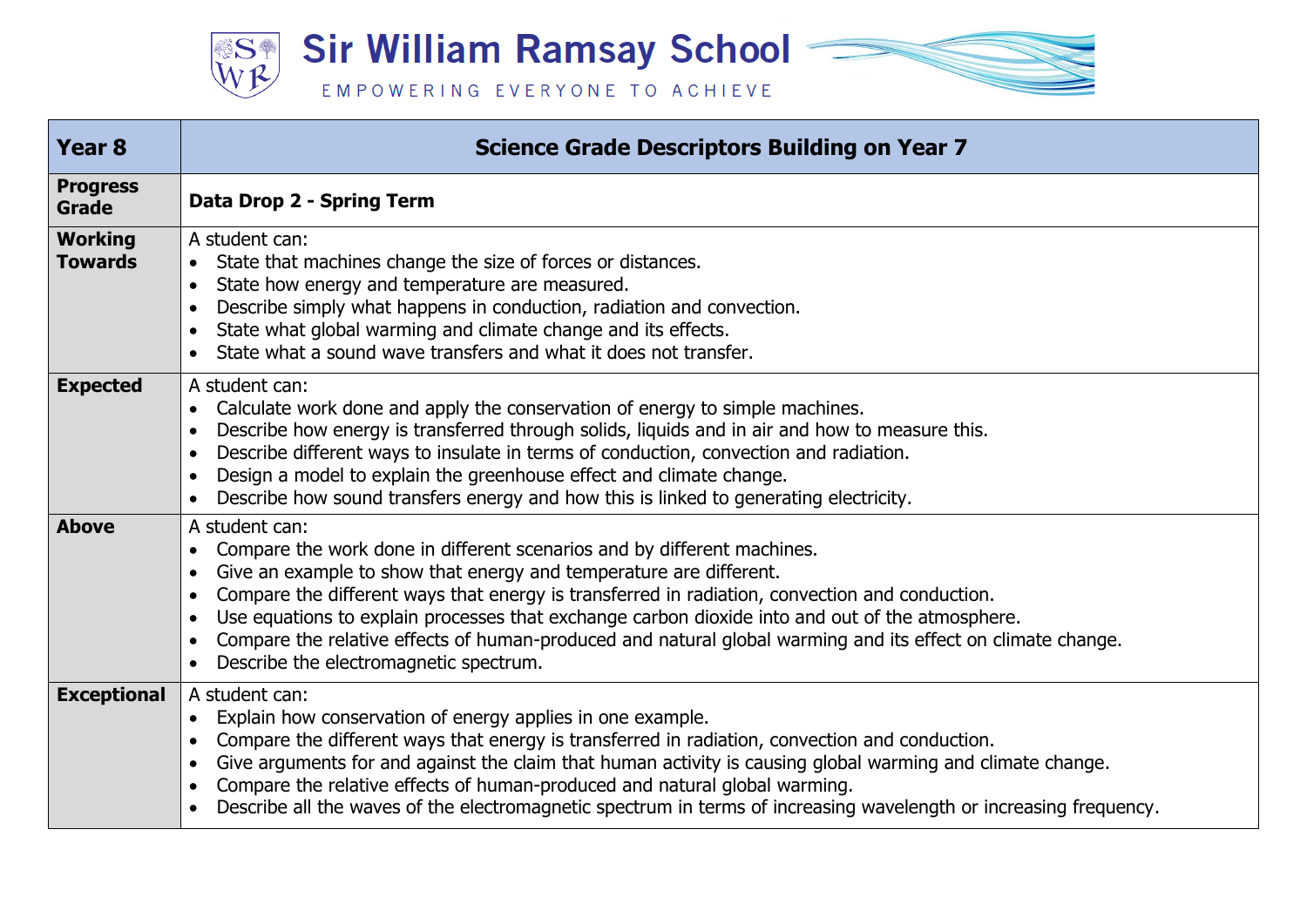# Sir William Ramsay School

EMPOWERING EVERYONE TO ACHIEVE

| Year 8 | Science Grade Descriptors Building on Year 7 |
|---|---|
| **Progress Grade** | **Data Drop 2 - Spring Term** |
| **Working Towards** | A student can:<br>• State that machines change the size of forces or distances.<br>• State how energy and temperature are measured.<br>• Describe simply what happens in conduction, radiation and convection.<br>• State what global warming and climate change and its effects.<br>• State what a sound wave transfers and what it does not transfer. |
| **Expected** | A student can:<br>• Calculate work done and apply the conservation of energy to simple machines.<br>• Describe how energy is transferred through solids, liquids and in air and how to measure this.<br>• Describe different ways to insulate in terms of conduction, convection and radiation.<br>• Design a model to explain the greenhouse effect and climate change.<br>• Describe how sound transfers energy and how this is linked to generating electricity. |
| **Above** | A student can:<br>• Compare the work done in different scenarios and by different machines.<br>• Give an example to show that energy and temperature are different.<br>• Compare the different ways that energy is transferred in radiation, convection and conduction.<br>• Use equations to explain processes that exchange carbon dioxide into and out of the atmosphere.<br>• Compare the relative effects of human-produced and natural global warming and its effect on climate change.<br>• Describe the electromagnetic spectrum. |
| **Exceptional** | A student can:<br>• Explain how conservation of energy applies in one example.<br>• Compare the different ways that energy is transferred in radiation, convection and conduction.<br>• Give arguments for and against the claim that human activity is causing global warming and climate change.<br>• Compare the relative effects of human-produced and natural global warming.<br>• Describe all the waves of the electromagnetic spectrum in terms of increasing wavelength or increasing frequency. |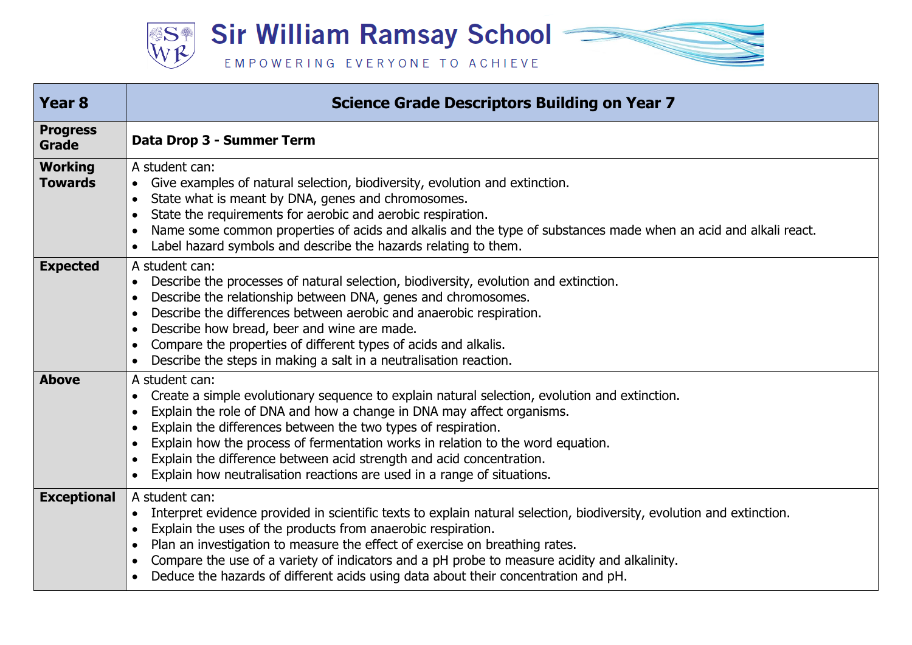# Sir William Ramsay School

EMPOWERING EVERYONE TO ACHIEVE

| Year 8 | Science Grade Descriptors Building on Year 7 |
|---|---|
| **Progress Grade** | **Data Drop 3 - Summer Term** |
| **Working Towards** | A student can:<br>• Give examples of natural selection, biodiversity, evolution and extinction.<br>• State what is meant by DNA, genes and chromosomes.<br>• State the requirements for aerobic and aerobic respiration.<br>• Name some common properties of acids and alkalis and the type of substances made when an acid and alkali react.<br>• Label hazard symbols and describe the hazards relating to them. |
| **Expected** | A student can:<br>• Describe the processes of natural selection, biodiversity, evolution and extinction.<br>• Describe the relationship between DNA, genes and chromosomes.<br>• Describe the differences between aerobic and anaerobic respiration.<br>• Describe how bread, beer and wine are made.<br>• Compare the properties of different types of acids and alkalis.<br>• Describe the steps in making a salt in a neutralisation reaction. |
| **Above** | A student can:<br>• Create a simple evolutionary sequence to explain natural selection, evolution and extinction.<br>• Explain the role of DNA and how a change in DNA may affect organisms.<br>• Explain the differences between the two types of respiration.<br>• Explain how the process of fermentation works in relation to the word equation.<br>• Explain the difference between acid strength and acid concentration.<br>• Explain how neutralisation reactions are used in a range of situations. |
| **Exceptional** | A student can:<br>• Interpret evidence provided in scientific texts to explain natural selection, biodiversity, evolution and extinction.<br>• Explain the uses of the products from anaerobic respiration.<br>• Plan an investigation to measure the effect of exercise on breathing rates.<br>• Compare the use of a variety of indicators and a pH probe to measure acidity and alkalinity.<br>• Deduce the hazards of different acids using data about their concentration and pH. |